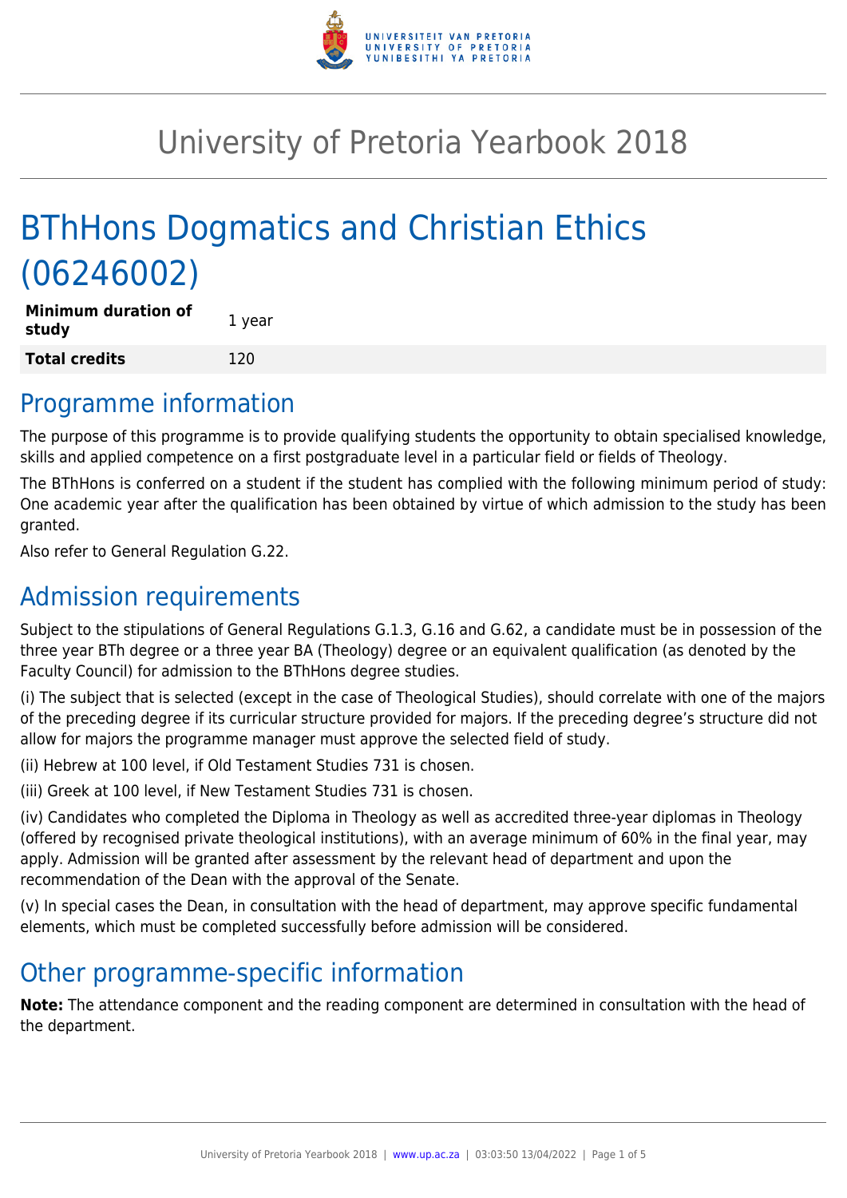# University of Pretoria Yearbook 2018

# BThHons Dogmatics and Christian Ethics (06246002)

| | |
|---|---|
| **Minimum duration of study** | 1 year |
| **Total credits** | 120 |

## Programme information

The purpose of this programme is to provide qualifying students the opportunity to obtain specialised knowledge, skills and applied competence on a first postgraduate level in a particular field or fields of Theology.

The BThHons is conferred on a student if the student has complied with the following minimum period of study: One academic year after the qualification has been obtained by virtue of which admission to the study has been granted.

Also refer to General Regulation G.22.

## Admission requirements

Subject to the stipulations of General Regulations G.1.3, G.16 and G.62, a candidate must be in possession of the three year BTh degree or a three year BA (Theology) degree or an equivalent qualification (as denoted by the Faculty Council) for admission to the BThHons degree studies.

(i) The subject that is selected (except in the case of Theological Studies), should correlate with one of the majors of the preceding degree if its curricular structure provided for majors. If the preceding degree's structure did not allow for majors the programme manager must approve the selected field of study.

(ii) Hebrew at 100 level, if Old Testament Studies 731 is chosen.

(iii) Greek at 100 level, if New Testament Studies 731 is chosen.

(iv) Candidates who completed the Diploma in Theology as well as accredited three-year diplomas in Theology (offered by recognised private theological institutions), with an average minimum of 60% in the final year, may apply. Admission will be granted after assessment by the relevant head of department and upon the recommendation of the Dean with the approval of the Senate.

(v) In special cases the Dean, in consultation with the head of department, may approve specific fundamental elements, which must be completed successfully before admission will be considered.

## Other programme-specific information

**Note:** The attendance component and the reading component are determined in consultation with the head of the department.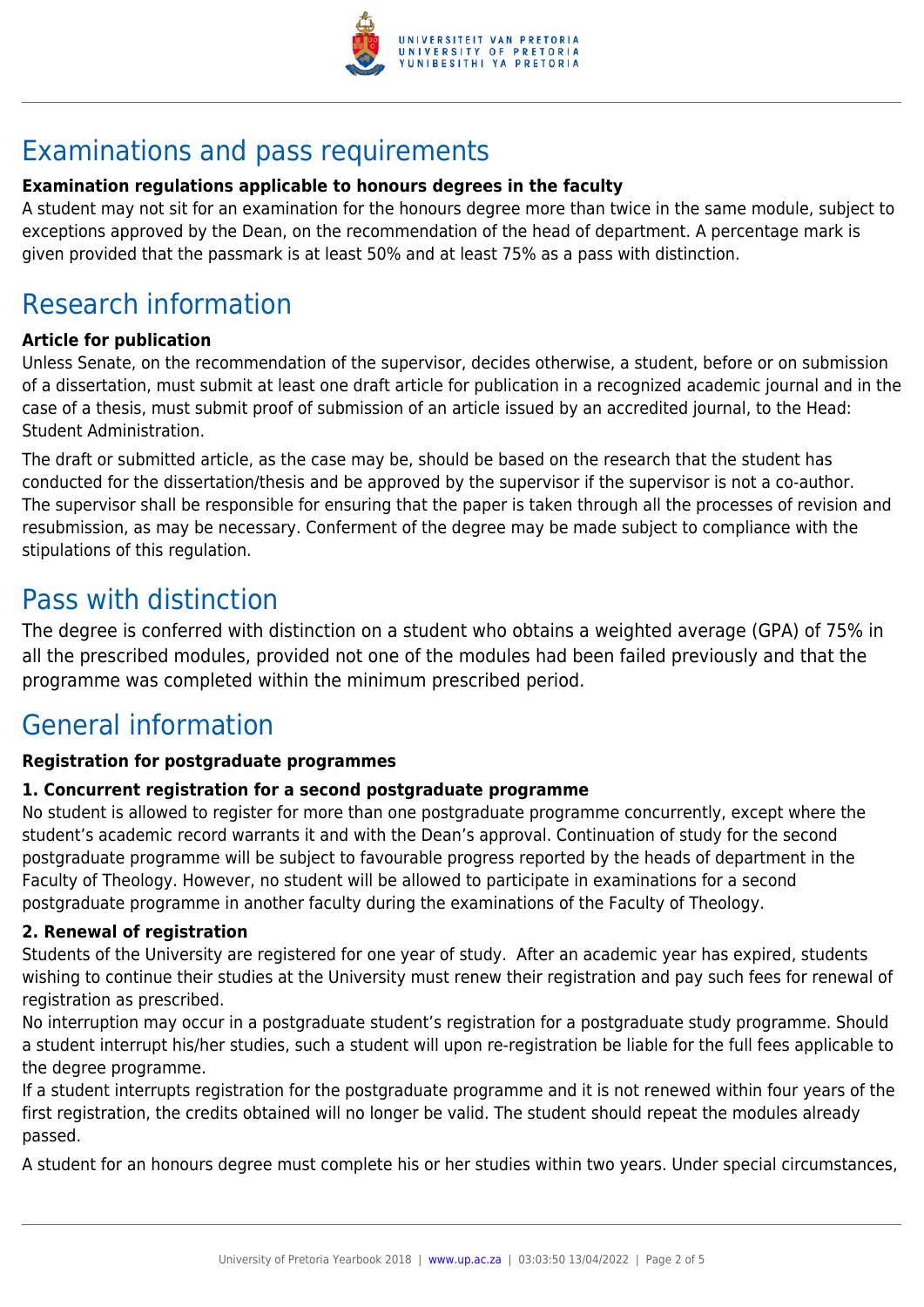# Examinations and pass requirements

**Examination regulations applicable to honours degrees in the faculty**

A student may not sit for an examination for the honours degree more than twice in the same module, subject to exceptions approved by the Dean, on the recommendation of the head of department. A percentage mark is given provided that the passmark is at least 50% and at least 75% as a pass with distinction.

# Research information

**Article for publication**

Unless Senate, on the recommendation of the supervisor, decides otherwise, a student, before or on submission of a dissertation, must submit at least one draft article for publication in a recognized academic journal and in the case of a thesis, must submit proof of submission of an article issued by an accredited journal, to the Head: Student Administration.

The draft or submitted article, as the case may be, should be based on the research that the student has conducted for the dissertation/thesis and be approved by the supervisor if the supervisor is not a co-author. The supervisor shall be responsible for ensuring that the paper is taken through all the processes of revision and resubmission, as may be necessary. Conferment of the degree may be made subject to compliance with the stipulations of this regulation.

# Pass with distinction

The degree is conferred with distinction on a student who obtains a weighted average (GPA) of 75% in all the prescribed modules, provided not one of the modules had been failed previously and that the programme was completed within the minimum prescribed period.

# General information

**Registration for postgraduate programmes**

**1. Concurrent registration for a second postgraduate programme**

No student is allowed to register for more than one postgraduate programme concurrently, except where the student's academic record warrants it and with the Dean's approval. Continuation of study for the second postgraduate programme will be subject to favourable progress reported by the heads of department in the Faculty of Theology. However, no student will be allowed to participate in examinations for a second postgraduate programme in another faculty during the examinations of the Faculty of Theology.

**2. Renewal of registration**

Students of the University are registered for one year of study. After an academic year has expired, students wishing to continue their studies at the University must renew their registration and pay such fees for renewal of registration as prescribed.

No interruption may occur in a postgraduate student's registration for a postgraduate study programme. Should a student interrupt his/her studies, such a student will upon re-registration be liable for the full fees applicable to the degree programme.

If a student interrupts registration for the postgraduate programme and it is not renewed within four years of the first registration, the credits obtained will no longer be valid. The student should repeat the modules already passed.

A student for an honours degree must complete his or her studies within two years. Under special circumstances,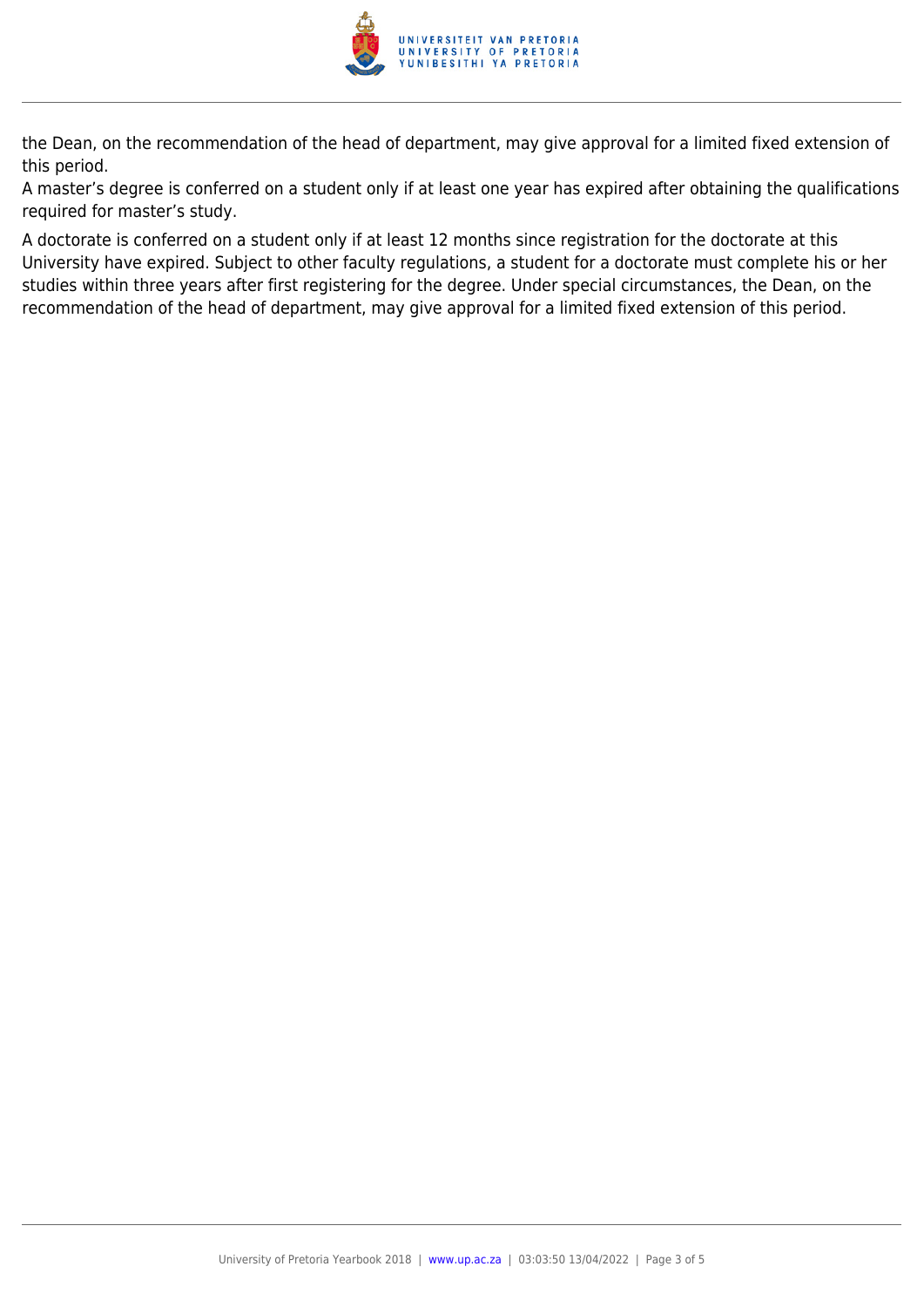the Dean, on the recommendation of the head of department, may give approval for a limited fixed extension of this period.

A master's degree is conferred on a student only if at least one year has expired after obtaining the qualifications required for master's study.

A doctorate is conferred on a student only if at least 12 months since registration for the doctorate at this University have expired. Subject to other faculty regulations, a student for a doctorate must complete his or her studies within three years after first registering for the degree. Under special circumstances, the Dean, on the recommendation of the head of department, may give approval for a limited fixed extension of this period.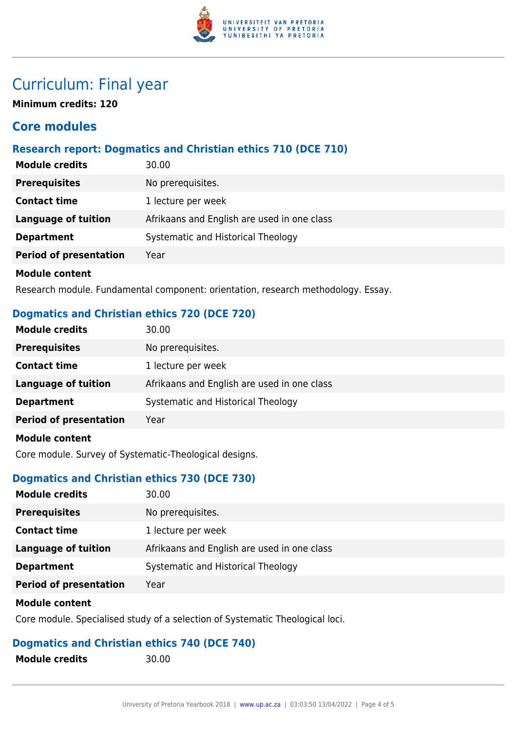# Curriculum: Final year

**Minimum credits: 120**

## Core modules

### Research report: Dogmatics and Christian ethics 710 (DCE 710)

| | |
|---|---|
| **Module credits** | 30.00 |
| **Prerequisites** | No prerequisites. |
| **Contact time** | 1 lecture per week |
| **Language of tuition** | Afrikaans and English are used in one class |
| **Department** | Systematic and Historical Theology |
| **Period of presentation** | Year |

**Module content**

Research module. Fundamental component: orientation, research methodology. Essay.

### Dogmatics and Christian ethics 720 (DCE 720)

| | |
|---|---|
| **Module credits** | 30.00 |
| **Prerequisites** | No prerequisites. |
| **Contact time** | 1 lecture per week |
| **Language of tuition** | Afrikaans and English are used in one class |
| **Department** | Systematic and Historical Theology |
| **Period of presentation** | Year |

**Module content**

Core module. Survey of Systematic-Theological designs.

### Dogmatics and Christian ethics 730 (DCE 730)

| | |
|---|---|
| **Module credits** | 30.00 |
| **Prerequisites** | No prerequisites. |
| **Contact time** | 1 lecture per week |
| **Language of tuition** | Afrikaans and English are used in one class |
| **Department** | Systematic and Historical Theology |
| **Period of presentation** | Year |

**Module content**

Core module. Specialised study of a selection of Systematic Theological loci.

### Dogmatics and Christian ethics 740 (DCE 740)

| | |
|---|---|
| **Module credits** | 30.00 |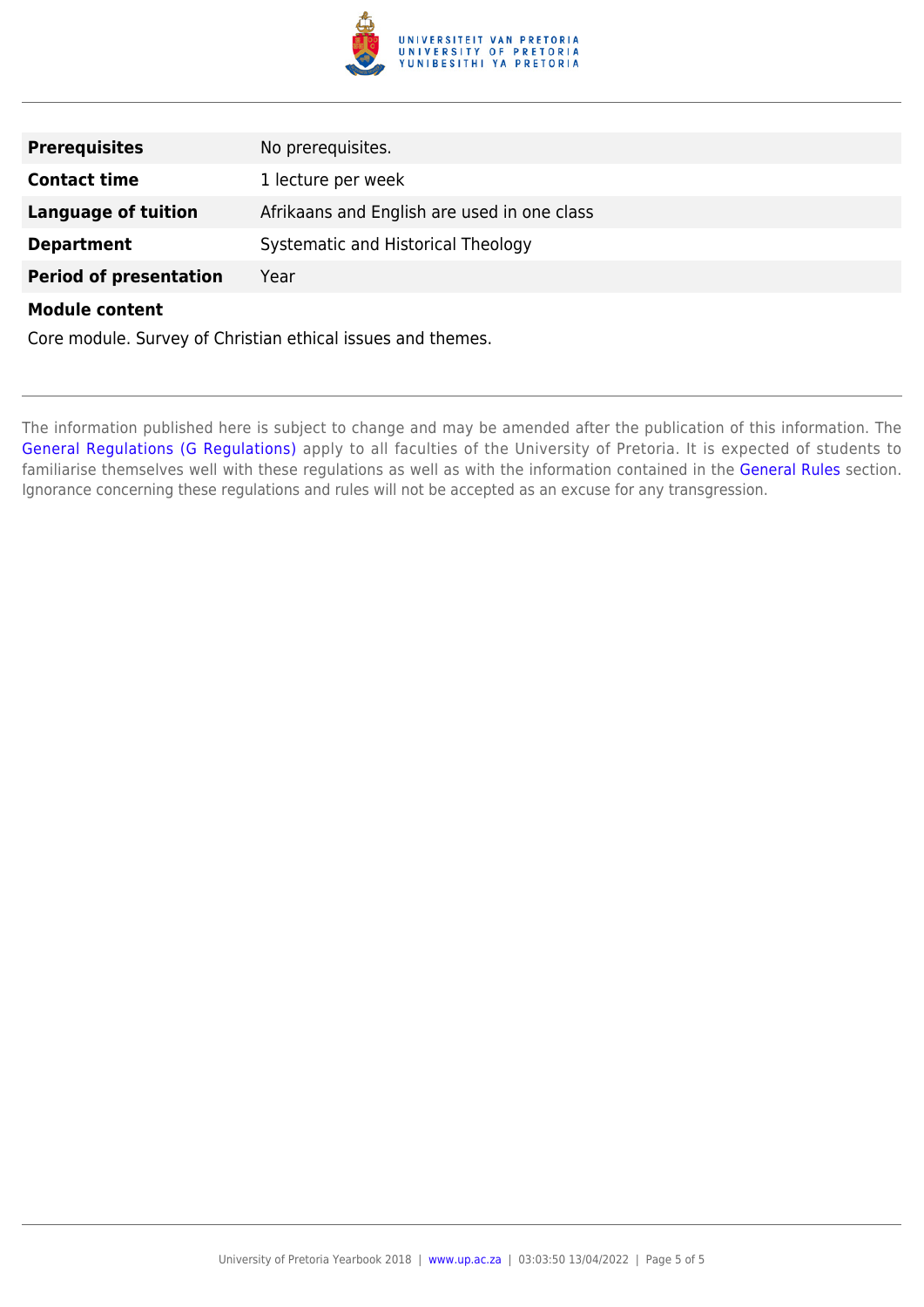| | |
|---|---|
| **Prerequisites** | No prerequisites. |
| **Contact time** | 1 lecture per week |
| **Language of tuition** | Afrikaans and English are used in one class |
| **Department** | Systematic and Historical Theology |
| **Period of presentation** | Year |

**Module content**

Core module. Survey of Christian ethical issues and themes.

The information published here is subject to change and may be amended after the publication of this information. The General Regulations (G Regulations) apply to all faculties of the University of Pretoria. It is expected of students to familiarise themselves well with these regulations as well as with the information contained in the General Rules section. Ignorance concerning these regulations and rules will not be accepted as an excuse for any transgression.